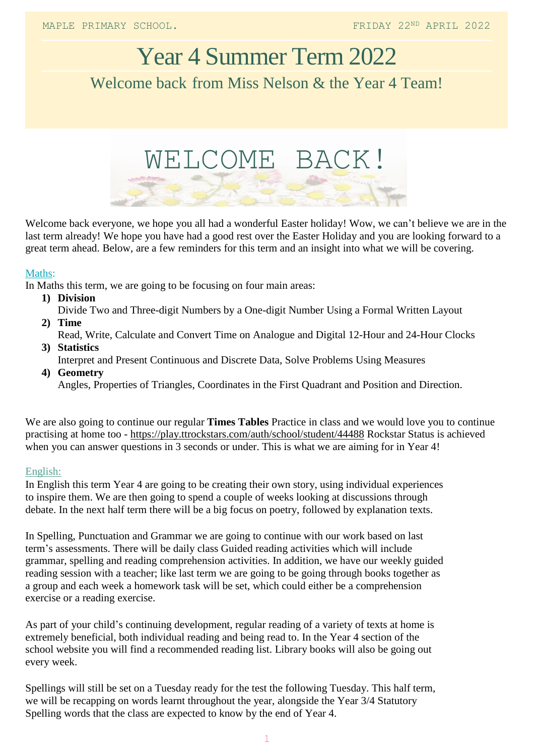MAPLE PRIMARY SCHOOL. FRIDAY 22ND APRIL 2022

# Year 4 Summer Term 2022

## Welcome back from Miss Nelson & the Year 4 Team!

# WELCOME BACK!

Welcome back everyone, we hope you all had a wonderful Easter holiday! Wow, we can't believe we are in the last term already! We hope you have had a good rest over the Easter Holiday and you are looking forward to a great term ahead. Below, are a few reminders for this term and an insight into what we will be covering.

### Maths:

In Maths this term, we are going to be focusing on four main areas:

1) **Division**
   Divide Two and Three-digit Numbers by a One-digit Number Using a Formal Written Layout
2) **Time**
   Read, Write, Calculate and Convert Time on Analogue and Digital 12-Hour and 24-Hour Clocks
3) **Statistics**
   Interpret and Present Continuous and Discrete Data, Solve Problems Using Measures
4) **Geometry**
   Angles, Properties of Triangles, Coordinates in the First Quadrant and Position and Direction.

We are also going to continue our regular **Times Tables** Practice in class and we would love you to continue practising at home too - https://play.ttrockstars.com/auth/school/student/44488 Rockstar Status is achieved when you can answer questions in 3 seconds or under. This is what we are aiming for in Year 4!

### English:

In English this term Year 4 are going to be creating their own story, using individual experiences to inspire them. We are then going to spend a couple of weeks looking at discussions through debate. In the next half term there will be a big focus on poetry, followed by explanation texts.

In Spelling, Punctuation and Grammar we are going to continue with our work based on last term's assessments. There will be daily class Guided reading activities which will include grammar, spelling and reading comprehension activities. In addition, we have our weekly guided reading session with a teacher; like last term we are going to be going through books together as a group and each week a homework task will be set, which could either be a comprehension exercise or a reading exercise.

As part of your child's continuing development, regular reading of a variety of texts at home is extremely beneficial, both individual reading and being read to. In the Year 4 section of the school website you will find a recommended reading list. Library books will also be going out every week.

Spellings will still be set on a Tuesday ready for the test the following Tuesday. This half term, we will be recapping on words learnt throughout the year, alongside the Year 3/4 Statutory Spelling words that the class are expected to know by the end of Year 4.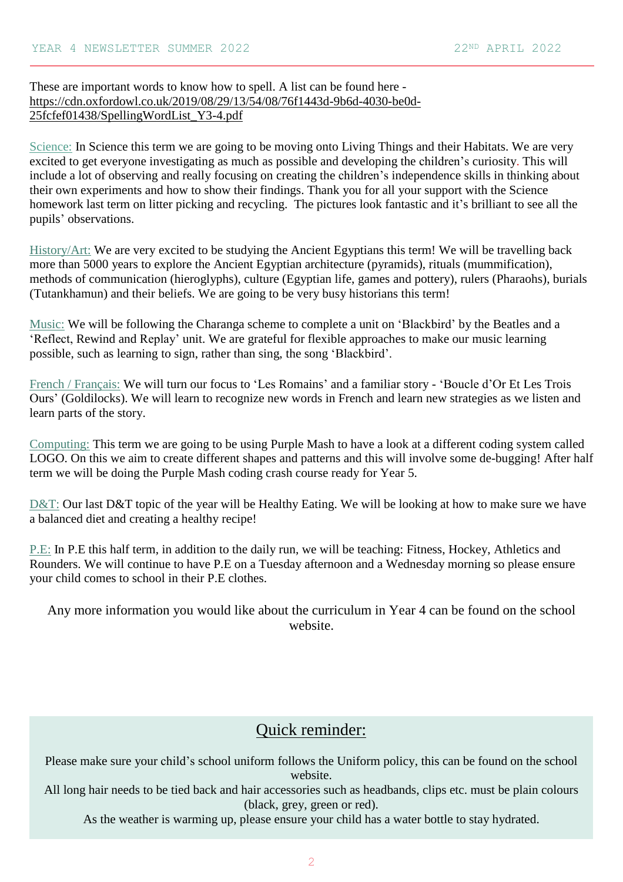These are important words to know how to spell. A list can be found here - https://cdn.oxfordowl.co.uk/2019/08/29/13/54/08/76f1443d-9b6d-4030-be0d-25fcfef01438/SpellingWordList_Y3-4.pdf

Science: In Science this term we are going to be moving onto Living Things and their Habitats. We are very excited to get everyone investigating as much as possible and developing the children's curiosity. This will include a lot of observing and really focusing on creating the children's independence skills in thinking about their own experiments and how to show their findings. Thank you for all your support with the Science homework last term on litter picking and recycling. The pictures look fantastic and it's brilliant to see all the pupils' observations.

History/Art: We are very excited to be studying the Ancient Egyptians this term! We will be travelling back more than 5000 years to explore the Ancient Egyptian architecture (pyramids), rituals (mummification), methods of communication (hieroglyphs), culture (Egyptian life, games and pottery), rulers (Pharaohs), burials (Tutankhamun) and their beliefs. We are going to be very busy historians this term!

Music: We will be following the Charanga scheme to complete a unit on 'Blackbird' by the Beatles and a 'Reflect, Rewind and Replay' unit. We are grateful for flexible approaches to make our music learning possible, such as learning to sign, rather than sing, the song 'Blackbird'.

French / Français: We will turn our focus to 'Les Romains' and a familiar story - 'Boucle d'Or Et Les Trois Ours' (Goldilocks). We will learn to recognize new words in French and learn new strategies as we listen and learn parts of the story.

Computing: This term we are going to be using Purple Mash to have a look at a different coding system called LOGO. On this we aim to create different shapes and patterns and this will involve some de-bugging! After half term we will be doing the Purple Mash coding crash course ready for Year 5.

D&T: Our last D&T topic of the year will be Healthy Eating. We will be looking at how to make sure we have a balanced diet and creating a healthy recipe!

P.E: In P.E this half term, in addition to the daily run, we will be teaching: Fitness, Hockey, Athletics and Rounders. We will continue to have P.E on a Tuesday afternoon and a Wednesday morning so please ensure your child comes to school in their P.E clothes.

Any more information you would like about the curriculum in Year 4 can be found on the school website.

## Quick reminder:

Please make sure your child's school uniform follows the Uniform policy, this can be found on the school website.

All long hair needs to be tied back and hair accessories such as headbands, clips etc. must be plain colours (black, grey, green or red).

As the weather is warming up, please ensure your child has a water bottle to stay hydrated.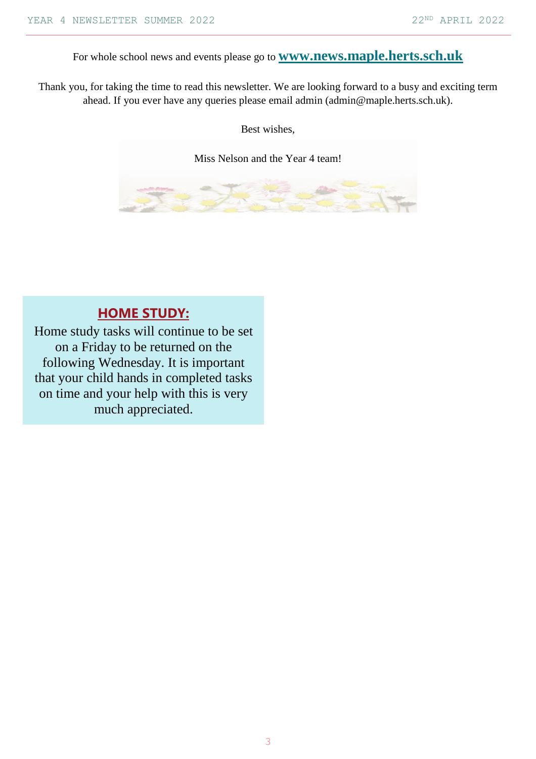For whole school news and events please go to **[www.news.maple.herts.sch.uk](http://www.news.maple.herts.sch.uk)**

Thank you, for taking the time to read this newsletter. We are looking forward to a busy and exciting term ahead. If you ever have any queries please email admin (admin@maple.herts.sch.uk).

Best wishes,

Miss Nelson and the Year 4 team!

## HOME STUDY:

Home study tasks will continue to be set on a Friday to be returned on the following Wednesday. It is important that your child hands in completed tasks on time and your help with this is very much appreciated.